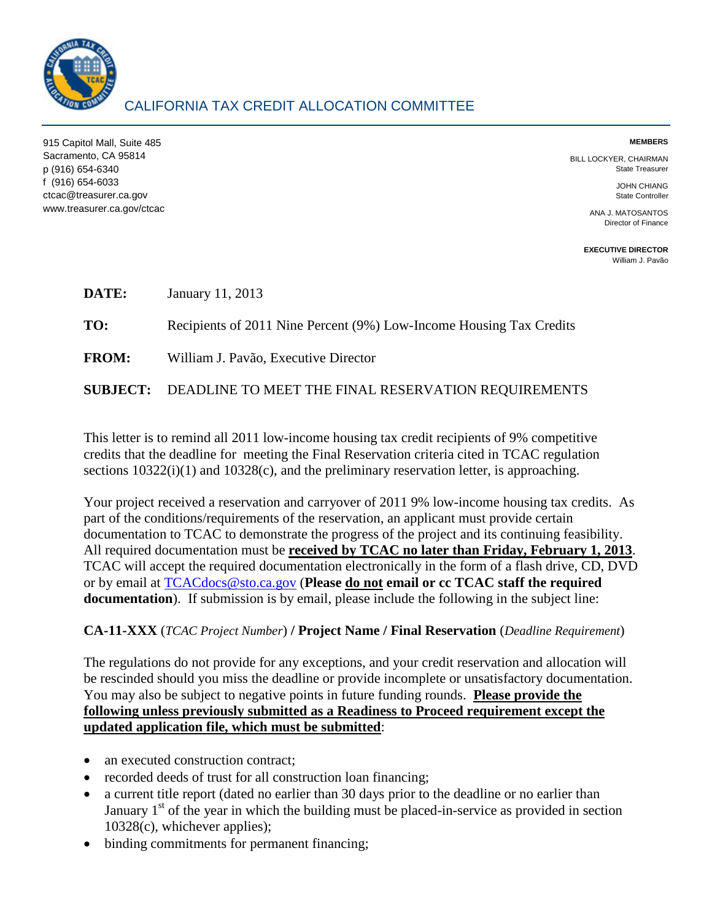# CALIFORNIA TAX CREDIT ALLOCATION COMMITTEE

915 Capitol Mall, Suite 485
Sacramento, CA 95814
p (916) 654-6340
f (916) 654-6033
ctcac@treasurer.ca.gov
www.treasurer.ca.gov/ctcac

**MEMBERS**

BILL LOCKYER, CHAIRMAN
State Treasurer

JOHN CHIANG
State Controller

ANA J. MATOSANTOS
Director of Finance

**EXECUTIVE DIRECTOR**
William J. Pavão

**DATE:** January 11, 2013

**TO:** Recipients of 2011 Nine Percent (9%) Low-Income Housing Tax Credits

**FROM:** William J. Pavão, Executive Director

**SUBJECT:** DEADLINE TO MEET THE FINAL RESERVATION REQUIREMENTS

This letter is to remind all 2011 low-income housing tax credit recipients of 9% competitive credits that the deadline for meeting the Final Reservation criteria cited in TCAC regulation sections 10322(i)(1) and 10328(c), and the preliminary reservation letter, is approaching.

Your project received a reservation and carryover of 2011 9% low-income housing tax credits. As part of the conditions/requirements of the reservation, an applicant must provide certain documentation to TCAC to demonstrate the progress of the project and its continuing feasibility. All required documentation must be **received by TCAC no later than Friday, February 1, 2013**. TCAC will accept the required documentation electronically in the form of a flash drive, CD, DVD or by email at TCACdocs@sto.ca.gov (**Please do not email or cc TCAC staff the required documentation**). If submission is by email, please include the following in the subject line:

**CA-11-XXX** (*TCAC Project Number*) **/ Project Name / Final Reservation** (*Deadline Requirement*)

The regulations do not provide for any exceptions, and your credit reservation and allocation will be rescinded should you miss the deadline or provide incomplete or unsatisfactory documentation. You may also be subject to negative points in future funding rounds. **Please provide the following unless previously submitted as a Readiness to Proceed requirement except the updated application file, which must be submitted**:

- an executed construction contract;
- recorded deeds of trust for all construction loan financing;
- a current title report (dated no earlier than 30 days prior to the deadline or no earlier than January 1st of the year in which the building must be placed-in-service as provided in section 10328(c), whichever applies);
- binding commitments for permanent financing;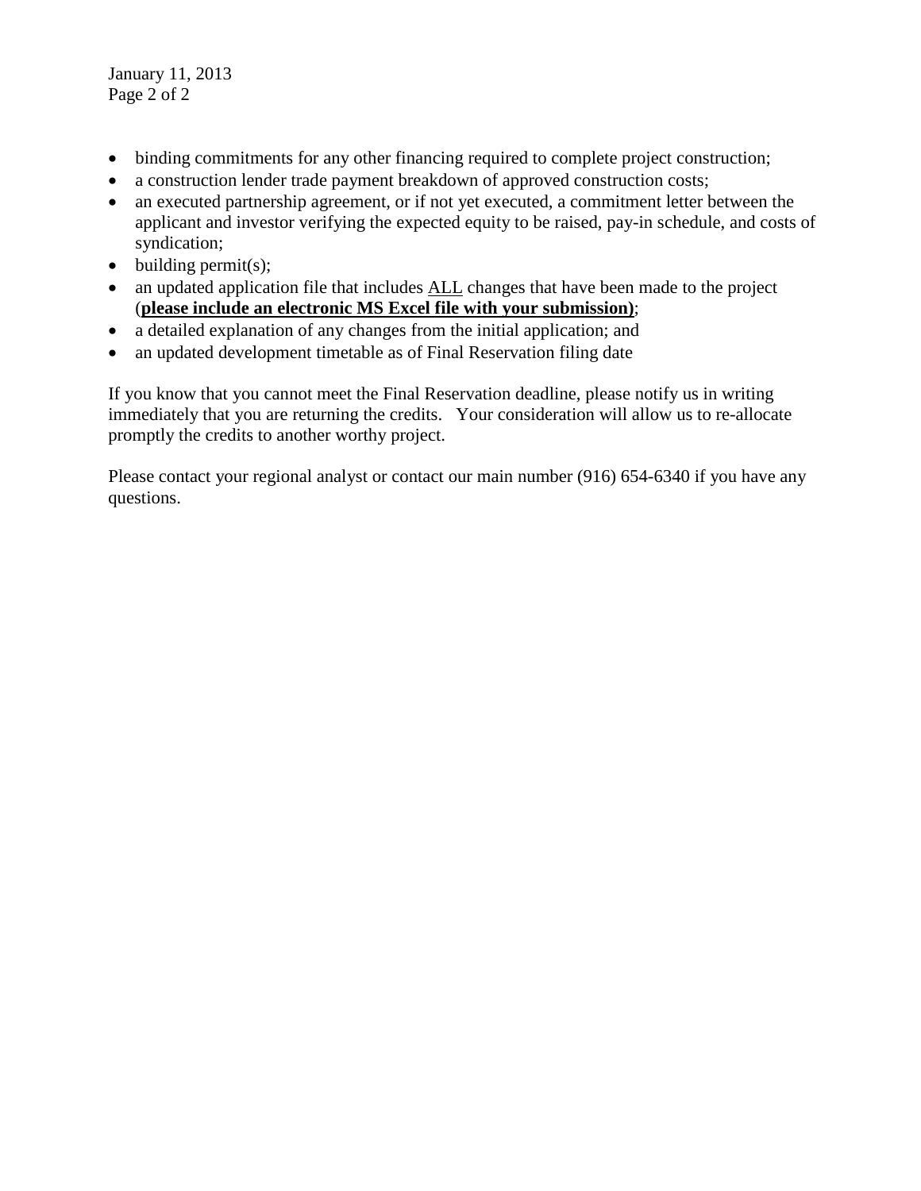- binding commitments for any other financing required to complete project construction;
- a construction lender trade payment breakdown of approved construction costs;
- an executed partnership agreement, or if not yet executed, a commitment letter between the applicant and investor verifying the expected equity to be raised, pay-in schedule, and costs of syndication;
- building permit(s);
- an updated application file that includes <u>ALL</u> changes that have been made to the project (**<u>please include an electronic MS Excel file with your submission)</u>**;
- a detailed explanation of any changes from the initial application; and
- an updated development timetable as of Final Reservation filing date

If you know that you cannot meet the Final Reservation deadline, please notify us in writing immediately that you are returning the credits. Your consideration will allow us to re-allocate promptly the credits to another worthy project.

Please contact your regional analyst or contact our main number (916) 654-6340 if you have any questions.